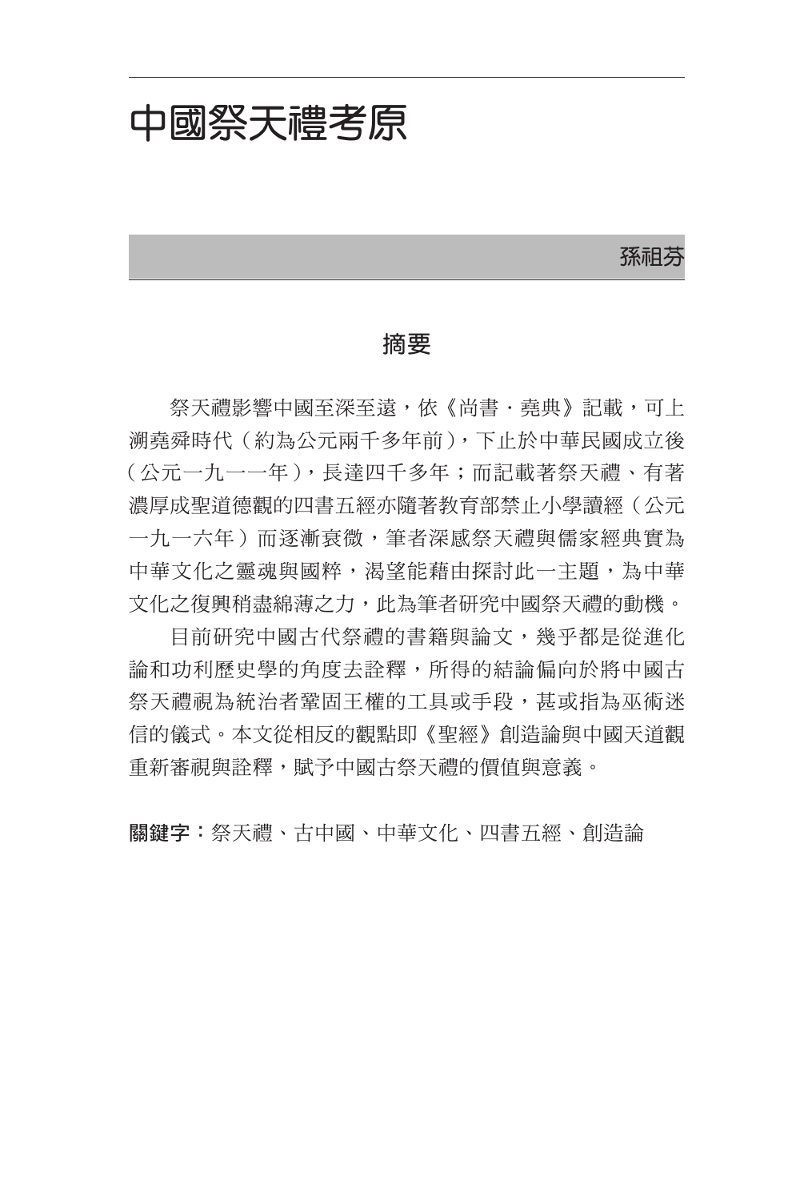# 中國祭天禮考原

孫祖芬

## 摘要

祭天禮影響中國至深至遠，依《尚書・堯典》記載，可上溯堯舜時代（約為公元兩千多年前），下止於中華民國成立後（公元一九一一年），長達四千多年；而記載著祭天禮、有著濃厚成聖道德觀的四書五經亦隨著教育部禁止小學讀經（公元一九一六年）而逐漸衰微，筆者深感祭天禮與儒家經典實為中華文化之靈魂與國粹，渴望能藉由探討此一主題，為中華文化之復興稍盡綿薄之力，此為筆者研究中國祭天禮的動機。

目前研究中國古代祭禮的書籍與論文，幾乎都是從進化論和功利歷史學的角度去詮釋，所得的結論偏向於將中國古祭天禮視為統治者鞏固王權的工具或手段，甚或指為巫術迷信的儀式。本文從相反的觀點即《聖經》創造論與中國天道觀重新審視與詮釋，賦予中國古祭天禮的價值與意義。

**關鍵字：**祭天禮、古中國、中華文化、四書五經、創造論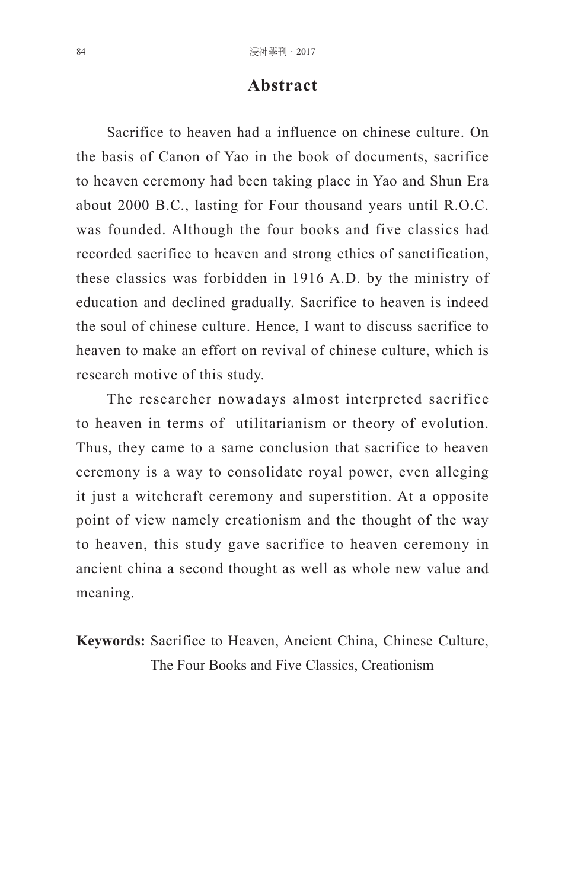## Abstract

Sacrifice to heaven had a influence on chinese culture. On the basis of Canon of Yao in the book of documents, sacrifice to heaven ceremony had been taking place in Yao and Shun Era about 2000 B.C., lasting for Four thousand years until R.O.C. was founded. Although the four books and five classics had recorded sacrifice to heaven and strong ethics of sanctification, these classics was forbidden in 1916 A.D. by the ministry of education and declined gradually. Sacrifice to heaven is indeed the soul of chinese culture. Hence, I want to discuss sacrifice to heaven to make an effort on revival of chinese culture, which is research motive of this study.

The researcher nowadays almost interpreted sacrifice to heaven in terms of utilitarianism or theory of evolution. Thus, they came to a same conclusion that sacrifice to heaven ceremony is a way to consolidate royal power, even alleging it just a witchcraft ceremony and superstition. At a opposite point of view namely creationism and the thought of the way to heaven, this study gave sacrifice to heaven ceremony in ancient china a second thought as well as whole new value and meaning.

**Keywords:** Sacrifice to Heaven, Ancient China, Chinese Culture, The Four Books and Five Classics, Creationism